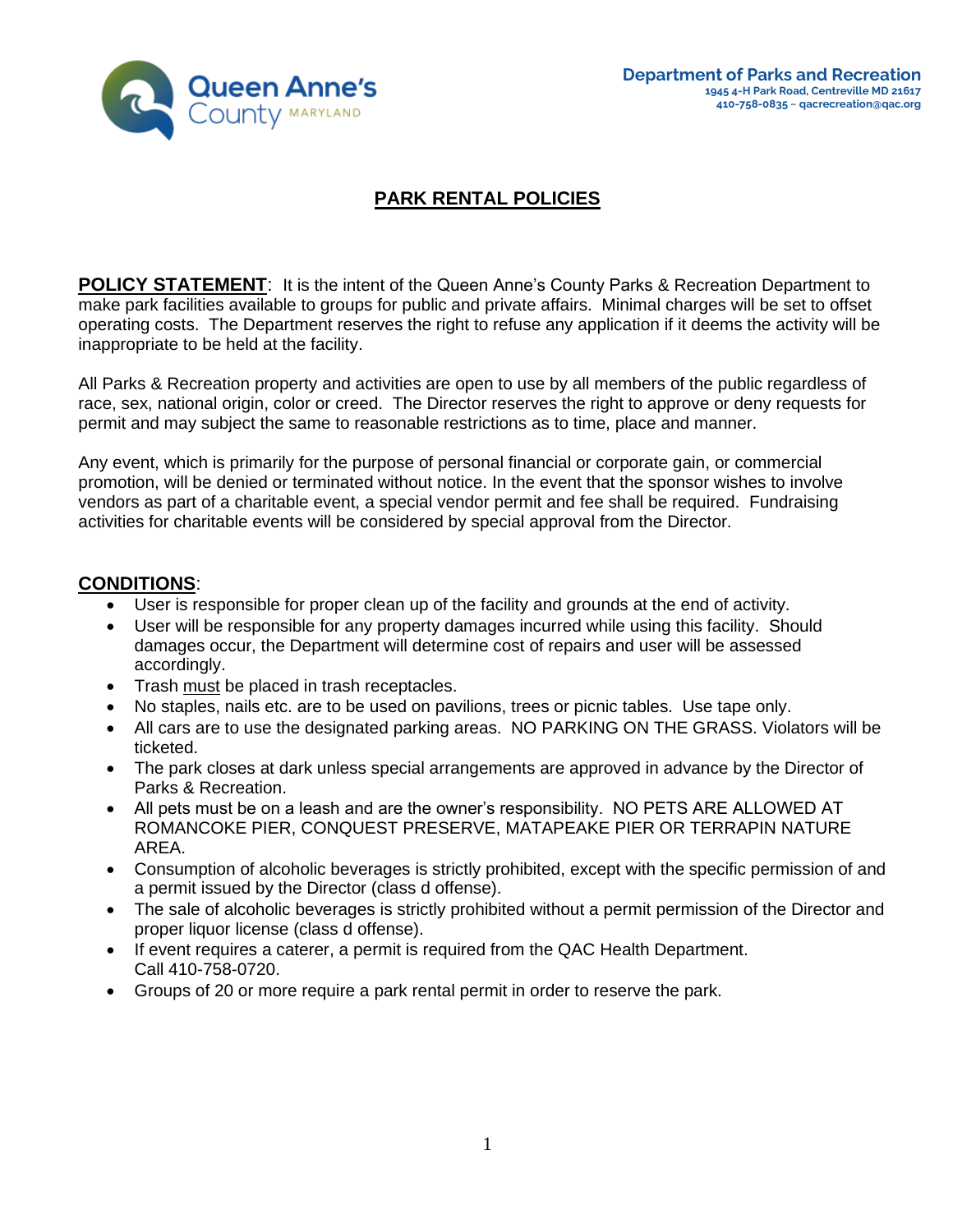Queen Anne's County MARYLAND

**Department of Parks and Recreation**
1945 4-H Park Road, Centreville MD 21617
410-758-0835 ~ qacrecreation@qac.org

# PARK RENTAL POLICIES

**POLICY STATEMENT**: It is the intent of the Queen Anne's County Parks & Recreation Department to make park facilities available to groups for public and private affairs. Minimal charges will be set to offset operating costs. The Department reserves the right to refuse any application if it deems the activity will be inappropriate to be held at the facility.

All Parks & Recreation property and activities are open to use by all members of the public regardless of race, sex, national origin, color or creed. The Director reserves the right to approve or deny requests for permit and may subject the same to reasonable restrictions as to time, place and manner.

Any event, which is primarily for the purpose of personal financial or corporate gain, or commercial promotion, will be denied or terminated without notice. In the event that the sponsor wishes to involve vendors as part of a charitable event, a special vendor permit and fee shall be required. Fundraising activities for charitable events will be considered by special approval from the Director.

**CONDITIONS**:

- User is responsible for proper clean up of the facility and grounds at the end of activity.
- User will be responsible for any property damages incurred while using this facility. Should damages occur, the Department will determine cost of repairs and user will be assessed accordingly.
- Trash must be placed in trash receptacles.
- No staples, nails etc. are to be used on pavilions, trees or picnic tables. Use tape only.
- All cars are to use the designated parking areas. NO PARKING ON THE GRASS. Violators will be ticketed.
- The park closes at dark unless special arrangements are approved in advance by the Director of Parks & Recreation.
- All pets must be on a leash and are the owner's responsibility. NO PETS ARE ALLOWED AT ROMANCOKE PIER, CONQUEST PRESERVE, MATAPEAKE PIER OR TERRAPIN NATURE AREA.
- Consumption of alcoholic beverages is strictly prohibited, except with the specific permission of and a permit issued by the Director (class d offense).
- The sale of alcoholic beverages is strictly prohibited without a permit permission of the Director and proper liquor license (class d offense).
- If event requires a caterer, a permit is required from the QAC Health Department. Call 410-758-0720.
- Groups of 20 or more require a park rental permit in order to reserve the park.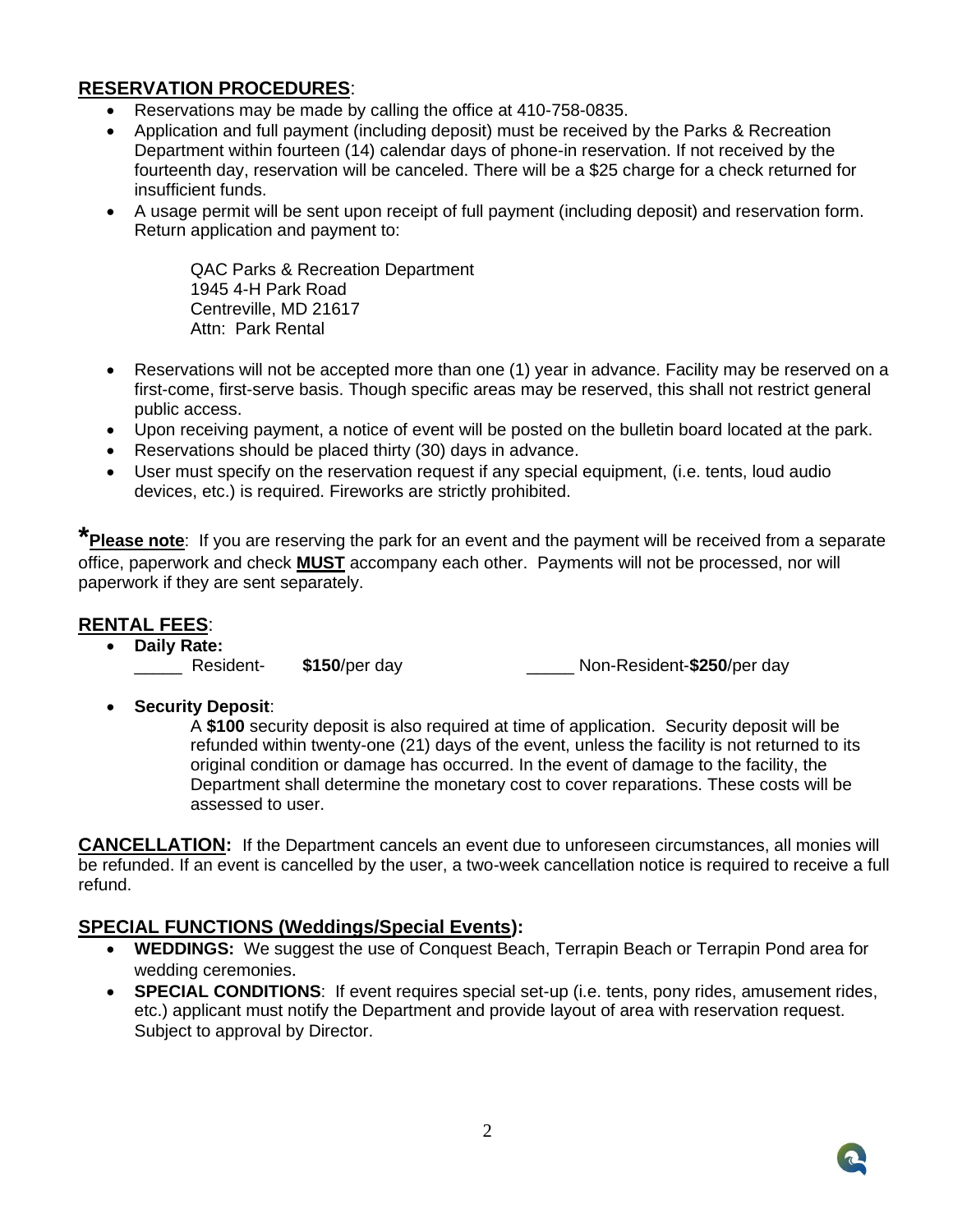## RESERVATION PROCEDURES:

- Reservations may be made by calling the office at 410-758-0835.
- Application and full payment (including deposit) must be received by the Parks & Recreation Department within fourteen (14) calendar days of phone-in reservation. If not received by the fourteenth day, reservation will be canceled. There will be a $25 charge for a check returned for insufficient funds.
- A usage permit will be sent upon receipt of full payment (including deposit) and reservation form. Return application and payment to:

  QAC Parks & Recreation Department
  1945 4-H Park Road
  Centreville, MD 21617
  Attn: Park Rental

- Reservations will not be accepted more than one (1) year in advance. Facility may be reserved on a first-come, first-serve basis. Though specific areas may be reserved, this shall not restrict general public access.
- Upon receiving payment, a notice of event will be posted on the bulletin board located at the park.
- Reservations should be placed thirty (30) days in advance.
- User must specify on the reservation request if any special equipment, (i.e. tents, loud audio devices, etc.) is required. Fireworks are strictly prohibited.

***Please note**: If you are reserving the park for an event and the payment will be received from a separate office, paperwork and check **MUST** accompany each other. Payments will not be processed, nor will paperwork if they are sent separately.

## RENTAL FEES:

- **Daily Rate:**

  _____ Resident- **$150**/per day _____ Non-Resident-**$250**/per day

- **Security Deposit**:

  A **$100** security deposit is also required at time of application. Security deposit will be refunded within twenty-one (21) days of the event, unless the facility is not returned to its original condition or damage has occurred. In the event of damage to the facility, the Department shall determine the monetary cost to cover reparations. These costs will be assessed to user.

**CANCELLATION:** If the Department cancels an event due to unforeseen circumstances, all monies will be refunded. If an event is cancelled by the user, a two-week cancellation notice is required to receive a full refund.

## SPECIAL FUNCTIONS (Weddings/Special Events):

- **WEDDINGS:** We suggest the use of Conquest Beach, Terrapin Beach or Terrapin Pond area for wedding ceremonies.
- **SPECIAL CONDITIONS**: If event requires special set-up (i.e. tents, pony rides, amusement rides, etc.) applicant must notify the Department and provide layout of area with reservation request. Subject to approval by Director.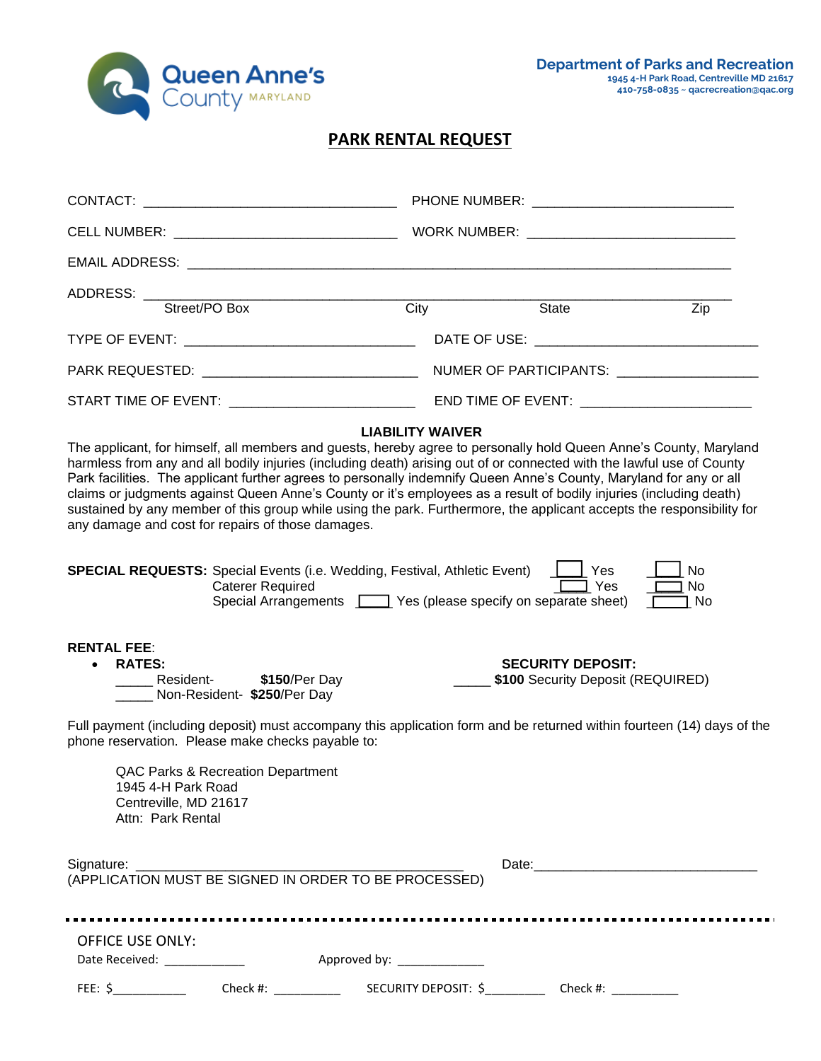Queen Anne's County MARYLAND

**Department of Parks and Recreation**
1945 4-H Park Road, Centreville MD 21617
410-758-0835 ~ qacrecreation@qac.org

# PARK RENTAL REQUEST

CONTACT: ______________________________ PHONE NUMBER: ________________________

CELL NUMBER: ___________________________ WORK NUMBER: _________________________

EMAIL ADDRESS: ____________________________________________________________

ADDRESS: _________________________________________________________________
Street/PO Box                City                State                Zip

TYPE OF EVENT: __________________________ DATE OF USE: ___________________________

PARK REQUESTED: _________________________ NUMER OF PARTICIPANTS: _________________

START TIME OF EVENT: ______________________ END TIME OF EVENT: _____________________

**LIABILITY WAIVER**

The applicant, for himself, all members and guests, hereby agree to personally hold Queen Anne's County, Maryland harmless from any and all bodily injuries (including death) arising out of or connected with the lawful use of County Park facilities. The applicant further agrees to personally indemnify Queen Anne's County, Maryland for any or all claims or judgments against Queen Anne's County or it's employees as a result of bodily injuries (including death) sustained by any member of this group while using the park. Furthermore, the applicant accepts the responsibility for any damage and cost for repairs of those damages.

**SPECIAL REQUESTS:** Special Events (i.e. Wedding, Festival, Athletic Event) ☐ Yes ☐ No
Caterer Required ☐ Yes ☐ No
Special Arrangements ☐ Yes (please specify on separate sheet) ☐ No

**RENTAL FEE**:

- **RATES:**
  _____ Resident- **$150**/Per Day
  _____ Non-Resident- **$250**/Per Day

**SECURITY DEPOSIT:**
_____ **$100** Security Deposit (REQUIRED)

Full payment (including deposit) must accompany this application form and be returned within fourteen (14) days of the phone reservation. Please make checks payable to:

QAC Parks & Recreation Department
1945 4-H Park Road
Centreville, MD 21617
Attn: Park Rental

Signature: ____________________________________________ Date:______________________________
(APPLICATION MUST BE SIGNED IN ORDER TO BE PROCESSED)

---

OFFICE USE ONLY:

Date Received: ___________ Approved by: ____________

FEE: $__________ Check #: _________ SECURITY DEPOSIT: $________ Check #: _________